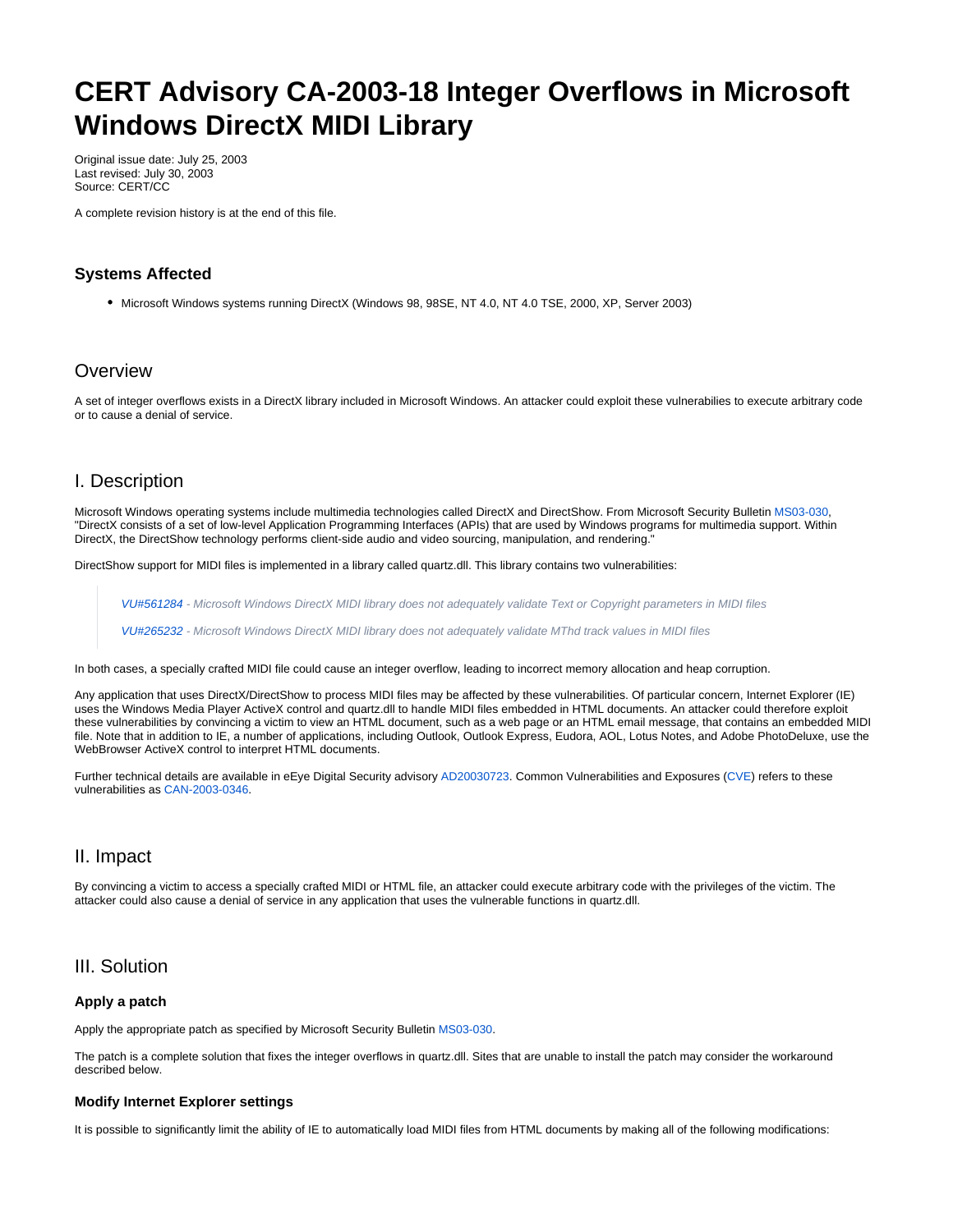# CERT Advisory CA-2003-18 Integer Overflows in Microsoft Windows DirectX MIDI Library

Original issue date: July 25, 2003
Last revised: July 30, 2003
Source: CERT/CC

A complete revision history is at the end of this file.

### Systems Affected

- Microsoft Windows systems running DirectX (Windows 98, 98SE, NT 4.0, NT 4.0 TSE, 2000, XP, Server 2003)

## Overview

A set of integer overflows exists in a DirectX library included in Microsoft Windows. An attacker could exploit these vulnerabilies to execute arbitrary code or to cause a denial of service.

## I. Description

Microsoft Windows operating systems include multimedia technologies called DirectX and DirectShow. From Microsoft Security Bulletin MS03-030, "DirectX consists of a set of low-level Application Programming Interfaces (APIs) that are used by Windows programs for multimedia support. Within DirectX, the DirectShow technology performs client-side audio and video sourcing, manipulation, and rendering."

DirectShow support for MIDI files is implemented in a library called quartz.dll. This library contains two vulnerabilities:

> *VU#561284 - Microsoft Windows DirectX MIDI library does not adequately validate Text or Copyright parameters in MIDI files*
>
> *VU#265232 - Microsoft Windows DirectX MIDI library does not adequately validate MThd track values in MIDI files*

In both cases, a specially crafted MIDI file could cause an integer overflow, leading to incorrect memory allocation and heap corruption.

Any application that uses DirectX/DirectShow to process MIDI files may be affected by these vulnerabilities. Of particular concern, Internet Explorer (IE) uses the Windows Media Player ActiveX control and quartz.dll to handle MIDI files embedded in HTML documents. An attacker could therefore exploit these vulnerabilities by convincing a victim to view an HTML document, such as a web page or an HTML email message, that contains an embedded MIDI file. Note that in addition to IE, a number of applications, including Outlook, Outlook Express, Eudora, AOL, Lotus Notes, and Adobe PhotoDeluxe, use the WebBrowser ActiveX control to interpret HTML documents.

Further technical details are available in eEye Digital Security advisory AD20030723. Common Vulnerabilities and Exposures (CVE) refers to these vulnerabilities as CAN-2003-0346.

## II. Impact

By convincing a victim to access a specially crafted MIDI or HTML file, an attacker could execute arbitrary code with the privileges of the victim. The attacker could also cause a denial of service in any application that uses the vulnerable functions in quartz.dll.

## III. Solution

### Apply a patch

Apply the appropriate patch as specified by Microsoft Security Bulletin MS03-030.

The patch is a complete solution that fixes the integer overflows in quartz.dll. Sites that are unable to install the patch may consider the workaround described below.

### Modify Internet Explorer settings

It is possible to significantly limit the ability of IE to automatically load MIDI files from HTML documents by making all of the following modifications: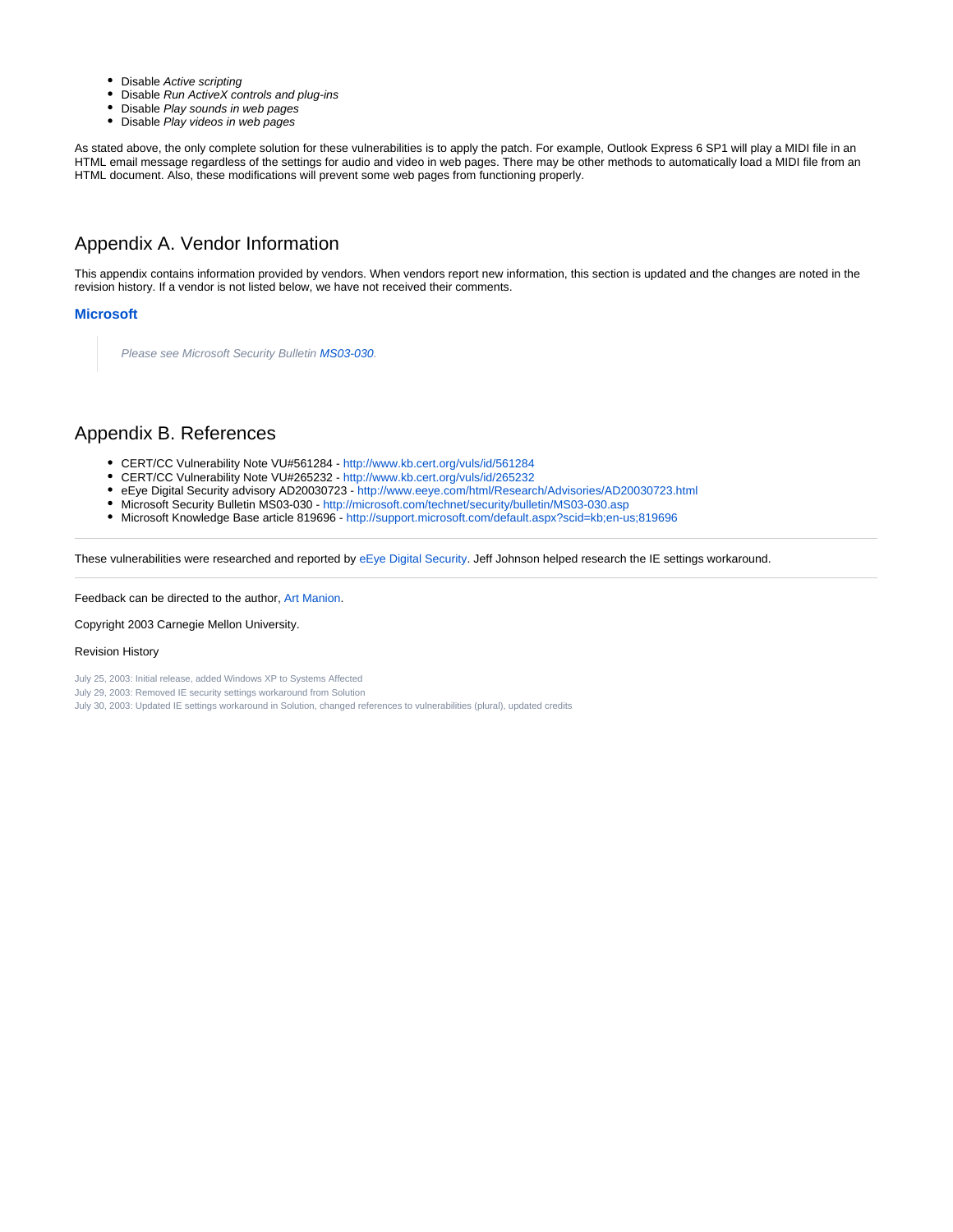- Disable *Active scripting*
- Disable *Run ActiveX controls and plug-ins*
- Disable *Play sounds in web pages*
- Disable *Play videos in web pages*

As stated above, the only complete solution for these vulnerabilities is to apply the patch. For example, Outlook Express 6 SP1 will play a MIDI file in an HTML email message regardless of the settings for audio and video in web pages. There may be other methods to automatically load a MIDI file from an HTML document. Also, these modifications will prevent some web pages from functioning properly.

## Appendix A. Vendor Information

This appendix contains information provided by vendors. When vendors report new information, this section is updated and the changes are noted in the revision history. If a vendor is not listed below, we have not received their comments.

### Microsoft

> *Please see Microsoft Security Bulletin MS03-030.*

## Appendix B. References

- CERT/CC Vulnerability Note VU#561284 - http://www.kb.cert.org/vuls/id/561284
- CERT/CC Vulnerability Note VU#265232 - http://www.kb.cert.org/vuls/id/265232
- eEye Digital Security advisory AD20030723 - http://www.eeye.com/html/Research/Advisories/AD20030723.html
- Microsoft Security Bulletin MS03-030 - http://microsoft.com/technet/security/bulletin/MS03-030.asp
- Microsoft Knowledge Base article 819696 - http://support.microsoft.com/default.aspx?scid=kb;en-us;819696

---

These vulnerabilities were researched and reported by eEye Digital Security. Jeff Johnson helped research the IE settings workaround.

---

Feedback can be directed to the author, Art Manion.

Copyright 2003 Carnegie Mellon University.

Revision History

July 25, 2003: Initial release, added Windows XP to Systems Affected
July 29, 2003: Removed IE security settings workaround from Solution
July 30, 2003: Updated IE settings workaround in Solution, changed references to vulnerabilities (plural), updated credits